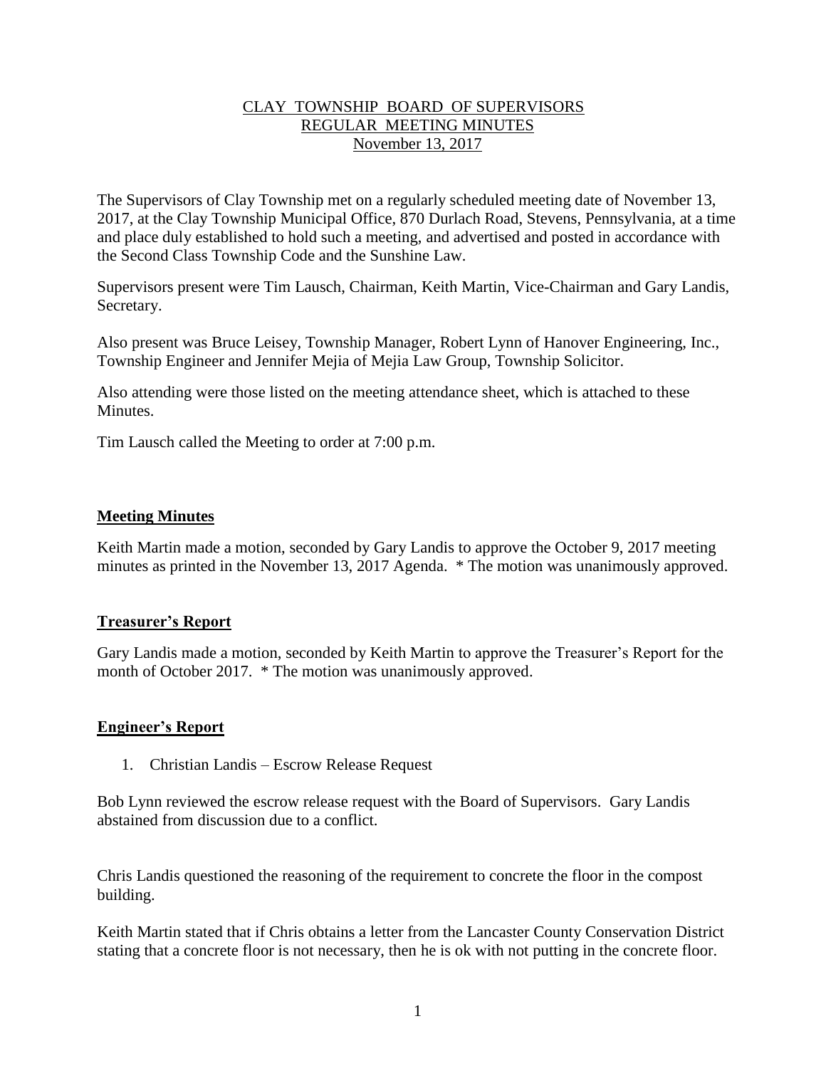# CLAY TOWNSHIP BOARD OF SUPERVISORS
## REGULAR MEETING MINUTES
### November 13, 2017

The Supervisors of Clay Township met on a regularly scheduled meeting date of November 13, 2017, at the Clay Township Municipal Office, 870 Durlach Road, Stevens, Pennsylvania, at a time and place duly established to hold such a meeting, and advertised and posted in accordance with the Second Class Township Code and the Sunshine Law.

Supervisors present were Tim Lausch, Chairman, Keith Martin, Vice-Chairman and Gary Landis, Secretary.

Also present was Bruce Leisey, Township Manager, Robert Lynn of Hanover Engineering, Inc., Township Engineer and Jennifer Mejia of Mejia Law Group, Township Solicitor.

Also attending were those listed on the meeting attendance sheet, which is attached to these Minutes.

Tim Lausch called the Meeting to order at 7:00 p.m.

**Meeting Minutes**

Keith Martin made a motion, seconded by Gary Landis to approve the October 9, 2017 meeting minutes as printed in the November 13, 2017 Agenda. * The motion was unanimously approved.

**Treasurer's Report**

Gary Landis made a motion, seconded by Keith Martin to approve the Treasurer's Report for the month of October 2017. * The motion was unanimously approved.

**Engineer's Report**

1. Christian Landis – Escrow Release Request

Bob Lynn reviewed the escrow release request with the Board of Supervisors. Gary Landis abstained from discussion due to a conflict.

Chris Landis questioned the reasoning of the requirement to concrete the floor in the compost building.

Keith Martin stated that if Chris obtains a letter from the Lancaster County Conservation District stating that a concrete floor is not necessary, then he is ok with not putting in the concrete floor.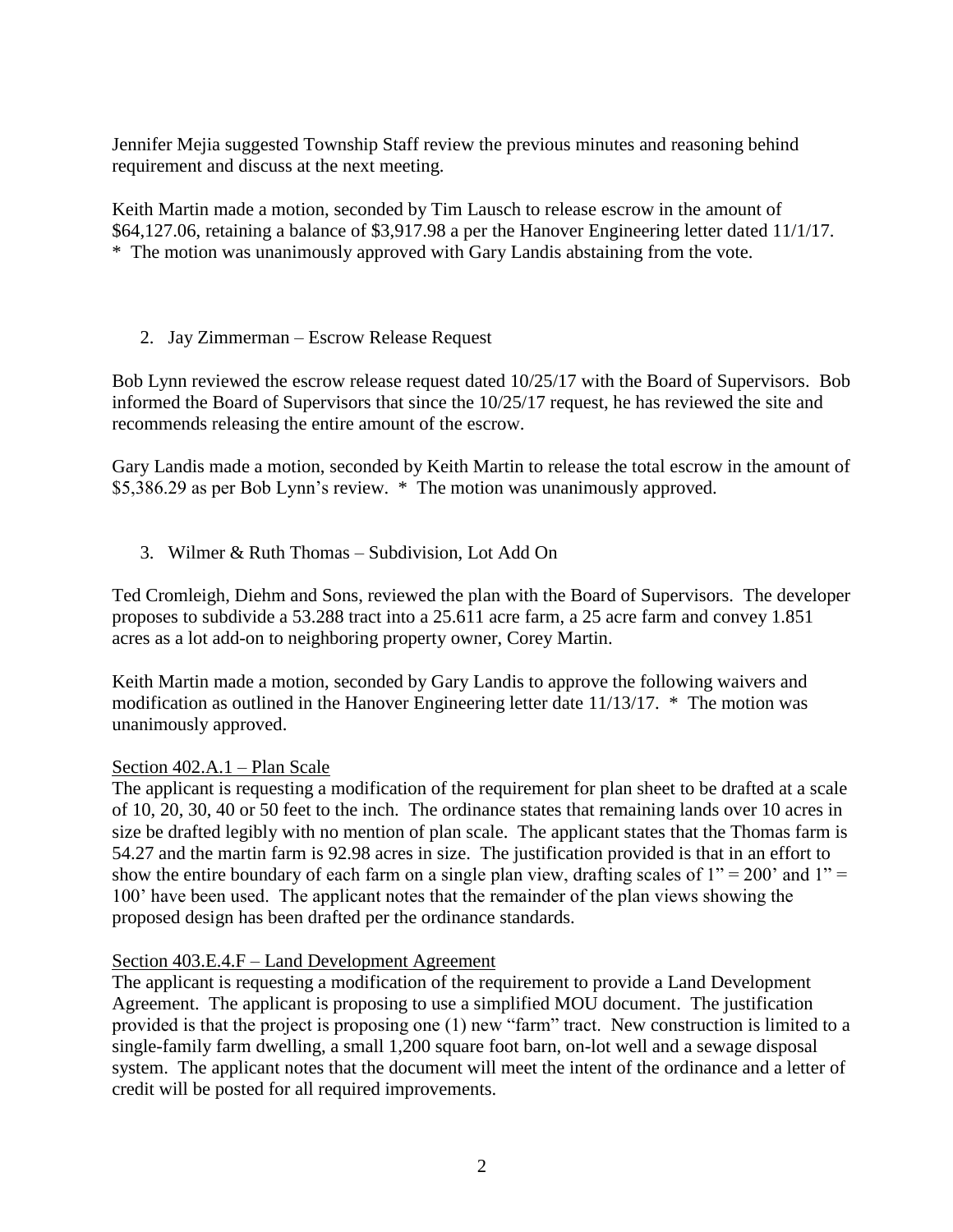Jennifer Mejia suggested Township Staff review the previous minutes and reasoning behind requirement and discuss at the next meeting.

Keith Martin made a motion, seconded by Tim Lausch to release escrow in the amount of $64,127.06, retaining a balance of $3,917.98 a per the Hanover Engineering letter dated 11/1/17. * The motion was unanimously approved with Gary Landis abstaining from the vote.

2. Jay Zimmerman – Escrow Release Request

Bob Lynn reviewed the escrow release request dated 10/25/17 with the Board of Supervisors. Bob informed the Board of Supervisors that since the 10/25/17 request, he has reviewed the site and recommends releasing the entire amount of the escrow.

Gary Landis made a motion, seconded by Keith Martin to release the total escrow in the amount of $5,386.29 as per Bob Lynn's review. * The motion was unanimously approved.

3. Wilmer & Ruth Thomas – Subdivision, Lot Add On

Ted Cromleigh, Diehm and Sons, reviewed the plan with the Board of Supervisors. The developer proposes to subdivide a 53.288 tract into a 25.611 acre farm, a 25 acre farm and convey 1.851 acres as a lot add-on to neighboring property owner, Corey Martin.

Keith Martin made a motion, seconded by Gary Landis to approve the following waivers and modification as outlined in the Hanover Engineering letter date 11/13/17. * The motion was unanimously approved.

<u>Section 402.A.1 – Plan Scale</u>

The applicant is requesting a modification of the requirement for plan sheet to be drafted at a scale of 10, 20, 30, 40 or 50 feet to the inch. The ordinance states that remaining lands over 10 acres in size be drafted legibly with no mention of plan scale. The applicant states that the Thomas farm is 54.27 and the martin farm is 92.98 acres in size. The justification provided is that in an effort to show the entire boundary of each farm on a single plan view, drafting scales of 1" = 200' and 1" = 100' have been used. The applicant notes that the remainder of the plan views showing the proposed design has been drafted per the ordinance standards.

<u>Section 403.E.4.F – Land Development Agreement</u>

The applicant is requesting a modification of the requirement to provide a Land Development Agreement. The applicant is proposing to use a simplified MOU document. The justification provided is that the project is proposing one (1) new "farm" tract. New construction is limited to a single-family farm dwelling, a small 1,200 square foot barn, on-lot well and a sewage disposal system. The applicant notes that the document will meet the intent of the ordinance and a letter of credit will be posted for all required improvements.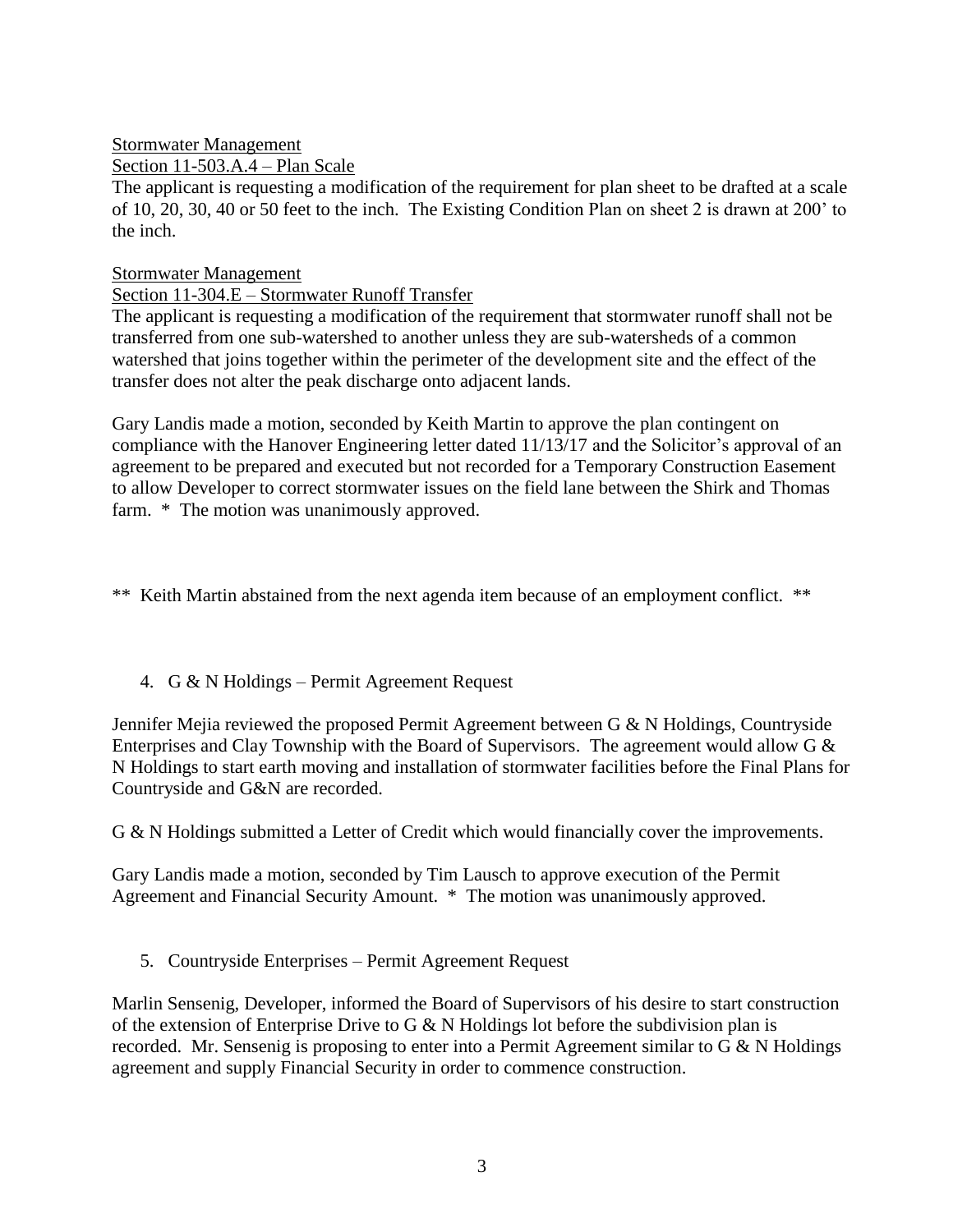Stormwater Management

Section 11-503.A.4 – Plan Scale

The applicant is requesting a modification of the requirement for plan sheet to be drafted at a scale of 10, 20, 30, 40 or 50 feet to the inch. The Existing Condition Plan on sheet 2 is drawn at 200' to the inch.

Stormwater Management

Section 11-304.E – Stormwater Runoff Transfer

The applicant is requesting a modification of the requirement that stormwater runoff shall not be transferred from one sub-watershed to another unless they are sub-watersheds of a common watershed that joins together within the perimeter of the development site and the effect of the transfer does not alter the peak discharge onto adjacent lands.

Gary Landis made a motion, seconded by Keith Martin to approve the plan contingent on compliance with the Hanover Engineering letter dated 11/13/17 and the Solicitor's approval of an agreement to be prepared and executed but not recorded for a Temporary Construction Easement to allow Developer to correct stormwater issues on the field lane between the Shirk and Thomas farm. * The motion was unanimously approved.

** Keith Martin abstained from the next agenda item because of an employment conflict. **

4. G & N Holdings – Permit Agreement Request

Jennifer Mejia reviewed the proposed Permit Agreement between G & N Holdings, Countryside Enterprises and Clay Township with the Board of Supervisors. The agreement would allow G & N Holdings to start earth moving and installation of stormwater facilities before the Final Plans for Countryside and G&N are recorded.

G & N Holdings submitted a Letter of Credit which would financially cover the improvements.

Gary Landis made a motion, seconded by Tim Lausch to approve execution of the Permit Agreement and Financial Security Amount. * The motion was unanimously approved.

5. Countryside Enterprises – Permit Agreement Request

Marlin Sensenig, Developer, informed the Board of Supervisors of his desire to start construction of the extension of Enterprise Drive to G & N Holdings lot before the subdivision plan is recorded. Mr. Sensenig is proposing to enter into a Permit Agreement similar to G & N Holdings agreement and supply Financial Security in order to commence construction.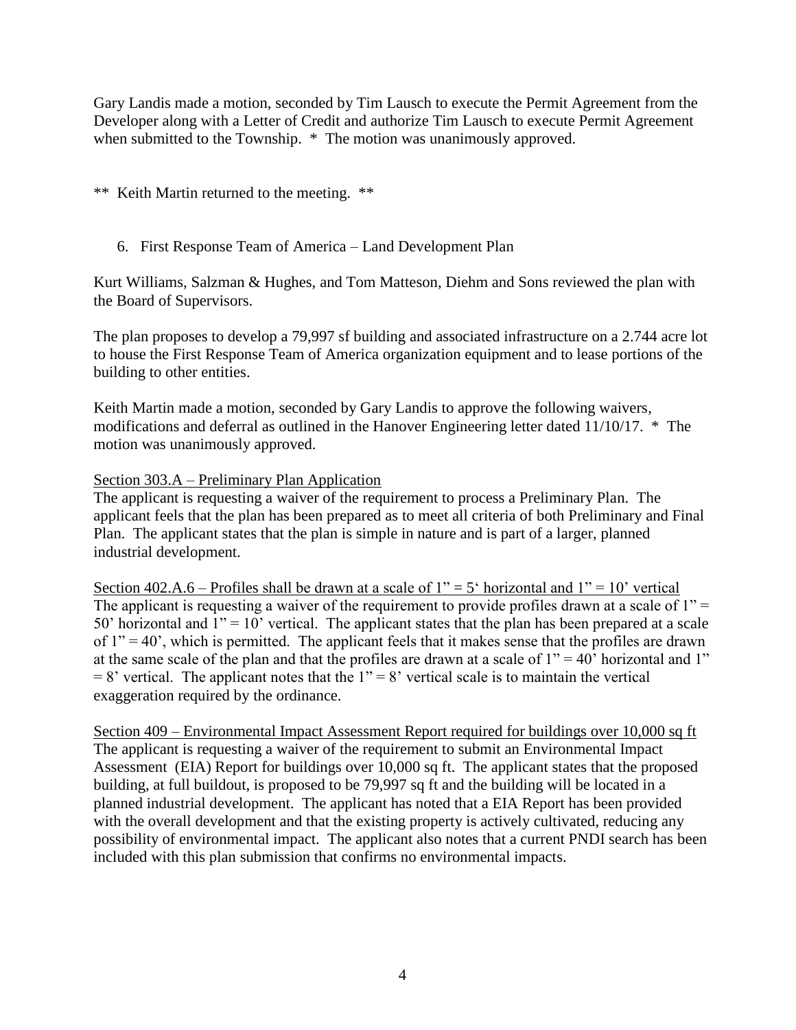Gary Landis made a motion, seconded by Tim Lausch to execute the Permit Agreement from the Developer along with a Letter of Credit and authorize Tim Lausch to execute Permit Agreement when submitted to the Township. * The motion was unanimously approved.

** Keith Martin returned to the meeting. **

6. First Response Team of America – Land Development Plan

Kurt Williams, Salzman & Hughes, and Tom Matteson, Diehm and Sons reviewed the plan with the Board of Supervisors.

The plan proposes to develop a 79,997 sf building and associated infrastructure on a 2.744 acre lot to house the First Response Team of America organization equipment and to lease portions of the building to other entities.

Keith Martin made a motion, seconded by Gary Landis to approve the following waivers, modifications and deferral as outlined in the Hanover Engineering letter dated 11/10/17. * The motion was unanimously approved.

<u>Section 303.A – Preliminary Plan Application</u>
The applicant is requesting a waiver of the requirement to process a Preliminary Plan. The applicant feels that the plan has been prepared as to meet all criteria of both Preliminary and Final Plan. The applicant states that the plan is simple in nature and is part of a larger, planned industrial development.

<u>Section 402.A.6 – Profiles shall be drawn at a scale of 1" = 5' horizontal and 1" = 10' vertical</u>
The applicant is requesting a waiver of the requirement to provide profiles drawn at a scale of 1" = 50' horizontal and 1" = 10' vertical. The applicant states that the plan has been prepared at a scale of 1" = 40', which is permitted. The applicant feels that it makes sense that the profiles are drawn at the same scale of the plan and that the profiles are drawn at a scale of 1" = 40' horizontal and 1" = 8' vertical. The applicant notes that the 1" = 8' vertical scale is to maintain the vertical exaggeration required by the ordinance.

<u>Section 409 – Environmental Impact Assessment Report required for buildings over 10,000 sq ft</u>
The applicant is requesting a waiver of the requirement to submit an Environmental Impact Assessment (EIA) Report for buildings over 10,000 sq ft. The applicant states that the proposed building, at full buildout, is proposed to be 79,997 sq ft and the building will be located in a planned industrial development. The applicant has noted that a EIA Report has been provided with the overall development and that the existing property is actively cultivated, reducing any possibility of environmental impact. The applicant also notes that a current PNDI search has been included with this plan submission that confirms no environmental impacts.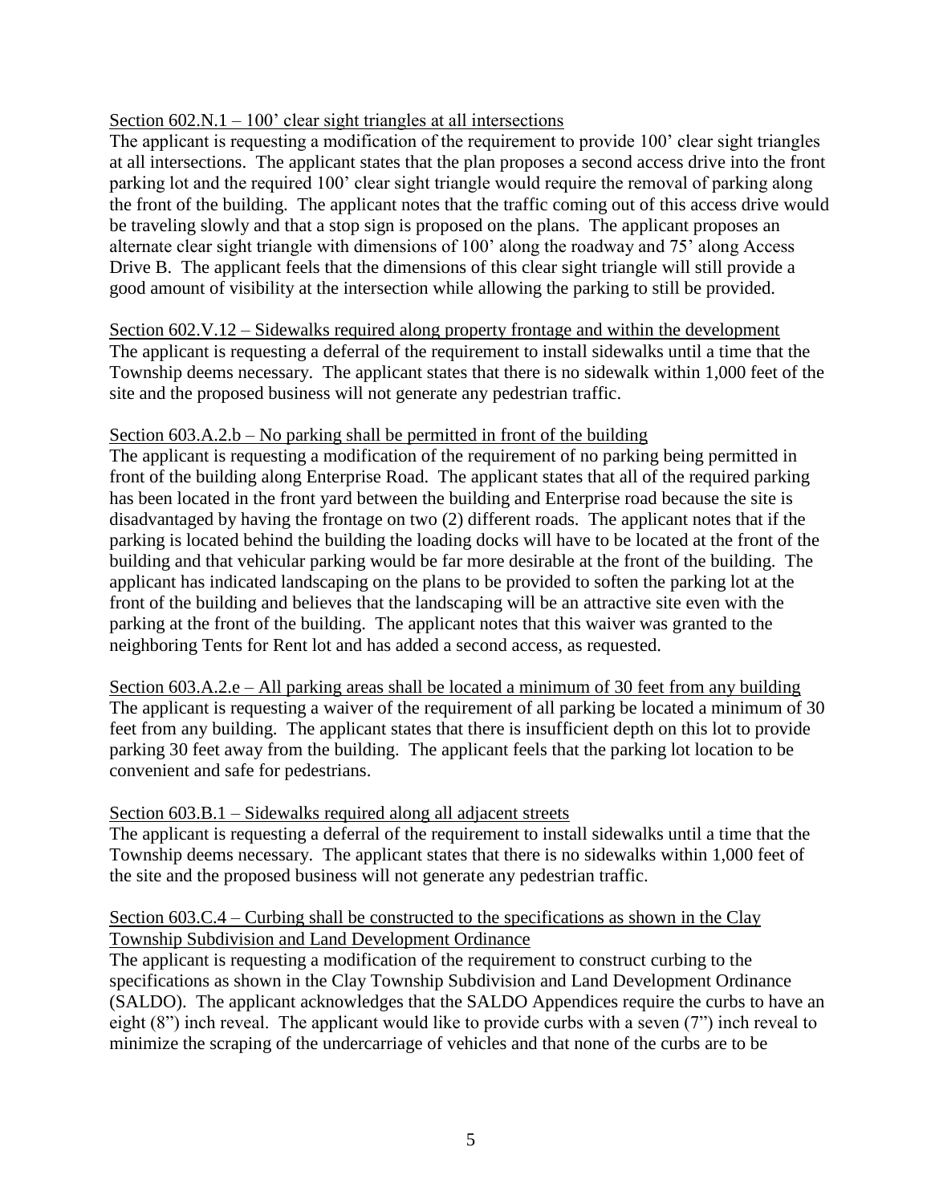Section 602.N.1 – 100' clear sight triangles at all intersections

The applicant is requesting a modification of the requirement to provide 100' clear sight triangles at all intersections. The applicant states that the plan proposes a second access drive into the front parking lot and the required 100' clear sight triangle would require the removal of parking along the front of the building. The applicant notes that the traffic coming out of this access drive would be traveling slowly and that a stop sign is proposed on the plans. The applicant proposes an alternate clear sight triangle with dimensions of 100' along the roadway and 75' along Access Drive B. The applicant feels that the dimensions of this clear sight triangle will still provide a good amount of visibility at the intersection while allowing the parking to still be provided.

Section 602.V.12 – Sidewalks required along property frontage and within the development

The applicant is requesting a deferral of the requirement to install sidewalks until a time that the Township deems necessary. The applicant states that there is no sidewalk within 1,000 feet of the site and the proposed business will not generate any pedestrian traffic.

Section 603.A.2.b – No parking shall be permitted in front of the building

The applicant is requesting a modification of the requirement of no parking being permitted in front of the building along Enterprise Road. The applicant states that all of the required parking has been located in the front yard between the building and Enterprise road because the site is disadvantaged by having the frontage on two (2) different roads. The applicant notes that if the parking is located behind the building the loading docks will have to be located at the front of the building and that vehicular parking would be far more desirable at the front of the building. The applicant has indicated landscaping on the plans to be provided to soften the parking lot at the front of the building and believes that the landscaping will be an attractive site even with the parking at the front of the building. The applicant notes that this waiver was granted to the neighboring Tents for Rent lot and has added a second access, as requested.

Section 603.A.2.e – All parking areas shall be located a minimum of 30 feet from any building

The applicant is requesting a waiver of the requirement of all parking be located a minimum of 30 feet from any building. The applicant states that there is insufficient depth on this lot to provide parking 30 feet away from the building. The applicant feels that the parking lot location to be convenient and safe for pedestrians.

Section 603.B.1 – Sidewalks required along all adjacent streets

The applicant is requesting a deferral of the requirement to install sidewalks until a time that the Township deems necessary. The applicant states that there is no sidewalks within 1,000 feet of the site and the proposed business will not generate any pedestrian traffic.

Section 603.C.4 – Curbing shall be constructed to the specifications as shown in the Clay Township Subdivision and Land Development Ordinance

The applicant is requesting a modification of the requirement to construct curbing to the specifications as shown in the Clay Township Subdivision and Land Development Ordinance (SALDO). The applicant acknowledges that the SALDO Appendices require the curbs to have an eight (8") inch reveal. The applicant would like to provide curbs with a seven (7") inch reveal to minimize the scraping of the undercarriage of vehicles and that none of the curbs are to be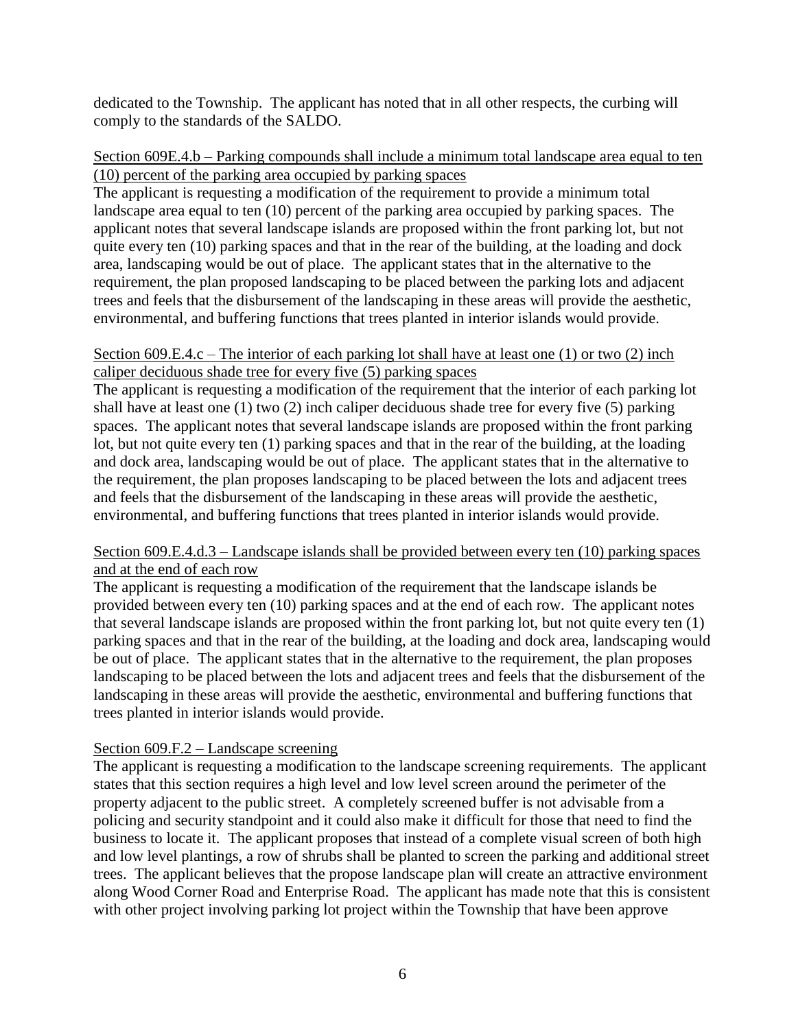dedicated to the Township. The applicant has noted that in all other respects, the curbing will comply to the standards of the SALDO.

<u>Section 609E.4.b – Parking compounds shall include a minimum total landscape area equal to ten (10) percent of the parking area occupied by parking spaces</u>

The applicant is requesting a modification of the requirement to provide a minimum total landscape area equal to ten (10) percent of the parking area occupied by parking spaces. The applicant notes that several landscape islands are proposed within the front parking lot, but not quite every ten (10) parking spaces and that in the rear of the building, at the loading and dock area, landscaping would be out of place. The applicant states that in the alternative to the requirement, the plan proposed landscaping to be placed between the parking lots and adjacent trees and feels that the disbursement of the landscaping in these areas will provide the aesthetic, environmental, and buffering functions that trees planted in interior islands would provide.

<u>Section 609.E.4.c – The interior of each parking lot shall have at least one (1) or two (2) inch caliper deciduous shade tree for every five (5) parking spaces</u>

The applicant is requesting a modification of the requirement that the interior of each parking lot shall have at least one (1) two (2) inch caliper deciduous shade tree for every five (5) parking spaces. The applicant notes that several landscape islands are proposed within the front parking lot, but not quite every ten (1) parking spaces and that in the rear of the building, at the loading and dock area, landscaping would be out of place. The applicant states that in the alternative to the requirement, the plan proposes landscaping to be placed between the lots and adjacent trees and feels that the disbursement of the landscaping in these areas will provide the aesthetic, environmental, and buffering functions that trees planted in interior islands would provide.

<u>Section 609.E.4.d.3 – Landscape islands shall be provided between every ten (10) parking spaces and at the end of each row</u>

The applicant is requesting a modification of the requirement that the landscape islands be provided between every ten (10) parking spaces and at the end of each row. The applicant notes that several landscape islands are proposed within the front parking lot, but not quite every ten (1) parking spaces and that in the rear of the building, at the loading and dock area, landscaping would be out of place. The applicant states that in the alternative to the requirement, the plan proposes landscaping to be placed between the lots and adjacent trees and feels that the disbursement of the landscaping in these areas will provide the aesthetic, environmental and buffering functions that trees planted in interior islands would provide.

<u>Section 609.F.2 – Landscape screening</u>

The applicant is requesting a modification to the landscape screening requirements. The applicant states that this section requires a high level and low level screen around the perimeter of the property adjacent to the public street. A completely screened buffer is not advisable from a policing and security standpoint and it could also make it difficult for those that need to find the business to locate it. The applicant proposes that instead of a complete visual screen of both high and low level plantings, a row of shrubs shall be planted to screen the parking and additional street trees. The applicant believes that the propose landscape plan will create an attractive environment along Wood Corner Road and Enterprise Road. The applicant has made note that this is consistent with other project involving parking lot project within the Township that have been approve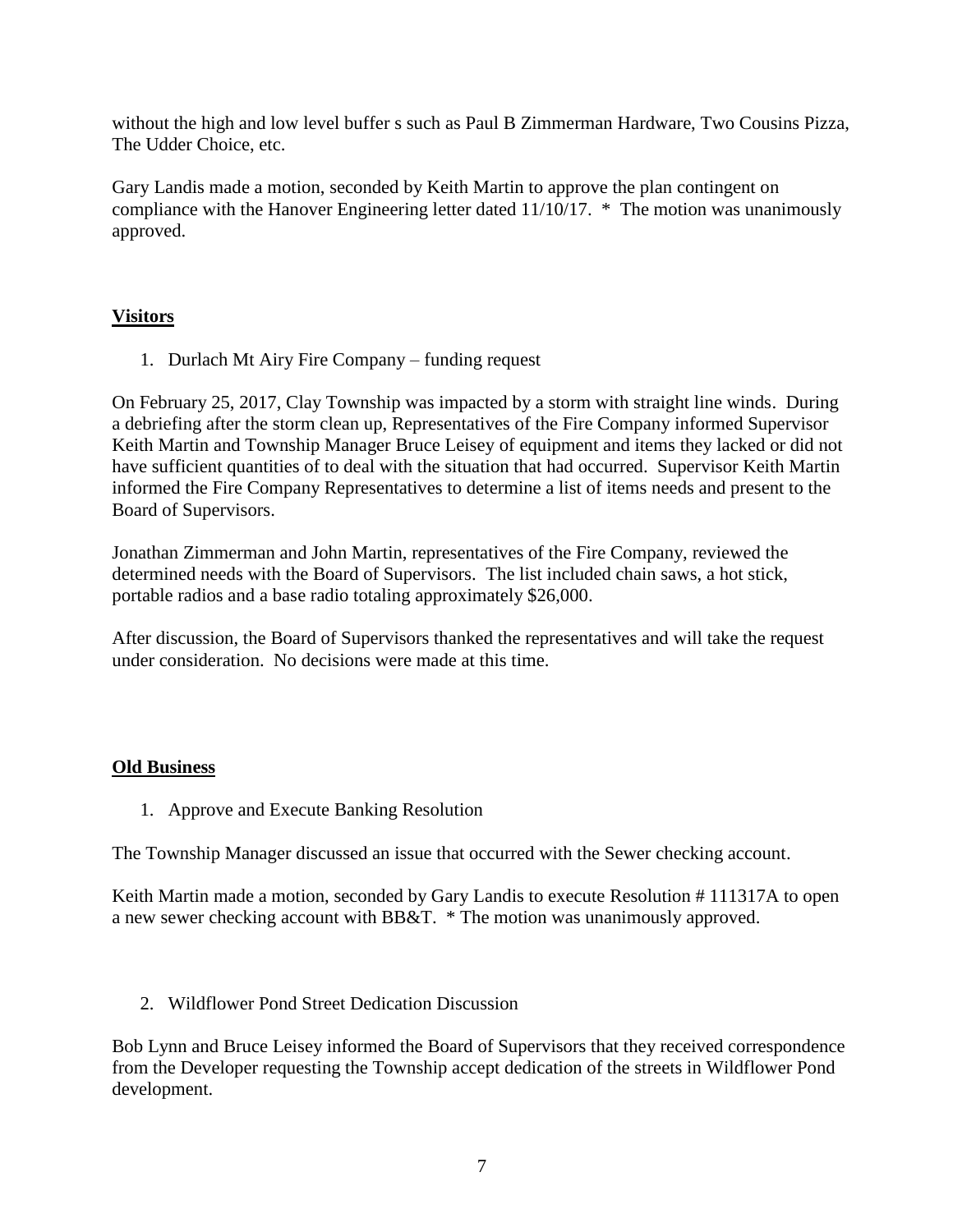without the high and low level buffer s such as Paul B Zimmerman Hardware, Two Cousins Pizza, The Udder Choice, etc.

Gary Landis made a motion, seconded by Keith Martin to approve the plan contingent on compliance with the Hanover Engineering letter dated 11/10/17. * The motion was unanimously approved.

**Visitors**

1. Durlach Mt Airy Fire Company – funding request

On February 25, 2017, Clay Township was impacted by a storm with straight line winds. During a debriefing after the storm clean up, Representatives of the Fire Company informed Supervisor Keith Martin and Township Manager Bruce Leisey of equipment and items they lacked or did not have sufficient quantities of to deal with the situation that had occurred. Supervisor Keith Martin informed the Fire Company Representatives to determine a list of items needs and present to the Board of Supervisors.

Jonathan Zimmerman and John Martin, representatives of the Fire Company, reviewed the determined needs with the Board of Supervisors. The list included chain saws, a hot stick, portable radios and a base radio totaling approximately $26,000.

After discussion, the Board of Supervisors thanked the representatives and will take the request under consideration. No decisions were made at this time.

**Old Business**

1. Approve and Execute Banking Resolution

The Township Manager discussed an issue that occurred with the Sewer checking account.

Keith Martin made a motion, seconded by Gary Landis to execute Resolution # 111317A to open a new sewer checking account with BB&T. * The motion was unanimously approved.

2. Wildflower Pond Street Dedication Discussion

Bob Lynn and Bruce Leisey informed the Board of Supervisors that they received correspondence from the Developer requesting the Township accept dedication of the streets in Wildflower Pond development.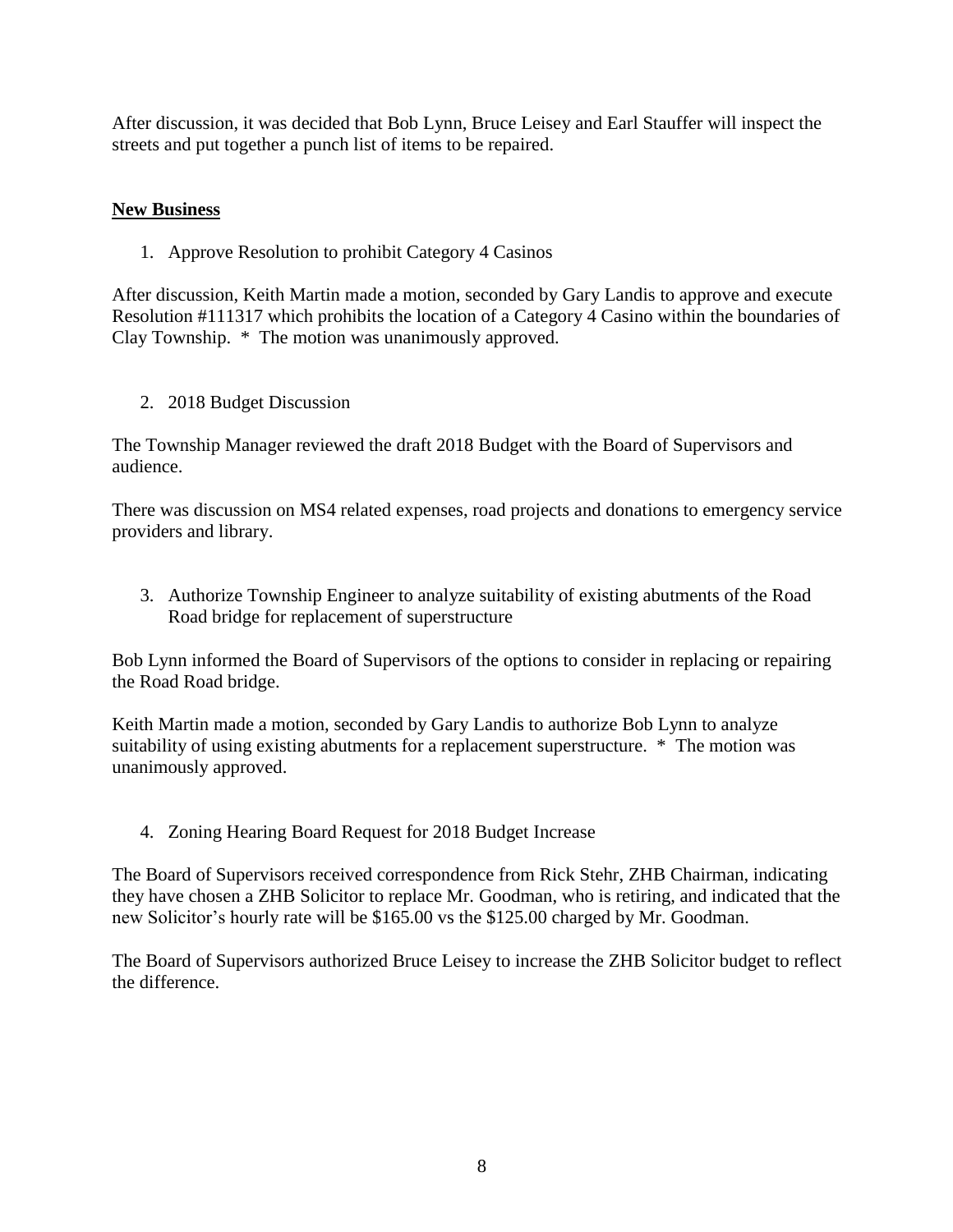After discussion, it was decided that Bob Lynn, Bruce Leisey and Earl Stauffer will inspect the streets and put together a punch list of items to be repaired.

## New Business

1. Approve Resolution to prohibit Category 4 Casinos

After discussion, Keith Martin made a motion, seconded by Gary Landis to approve and execute Resolution #111317 which prohibits the location of a Category 4 Casino within the boundaries of Clay Township. * The motion was unanimously approved.

2. 2018 Budget Discussion

The Township Manager reviewed the draft 2018 Budget with the Board of Supervisors and audience.

There was discussion on MS4 related expenses, road projects and donations to emergency service providers and library.

3. Authorize Township Engineer to analyze suitability of existing abutments of the Road Road bridge for replacement of superstructure

Bob Lynn informed the Board of Supervisors of the options to consider in replacing or repairing the Road Road bridge.

Keith Martin made a motion, seconded by Gary Landis to authorize Bob Lynn to analyze suitability of using existing abutments for a replacement superstructure. * The motion was unanimously approved.

4. Zoning Hearing Board Request for 2018 Budget Increase

The Board of Supervisors received correspondence from Rick Stehr, ZHB Chairman, indicating they have chosen a ZHB Solicitor to replace Mr. Goodman, who is retiring, and indicated that the new Solicitor's hourly rate will be $165.00 vs the $125.00 charged by Mr. Goodman.

The Board of Supervisors authorized Bruce Leisey to increase the ZHB Solicitor budget to reflect the difference.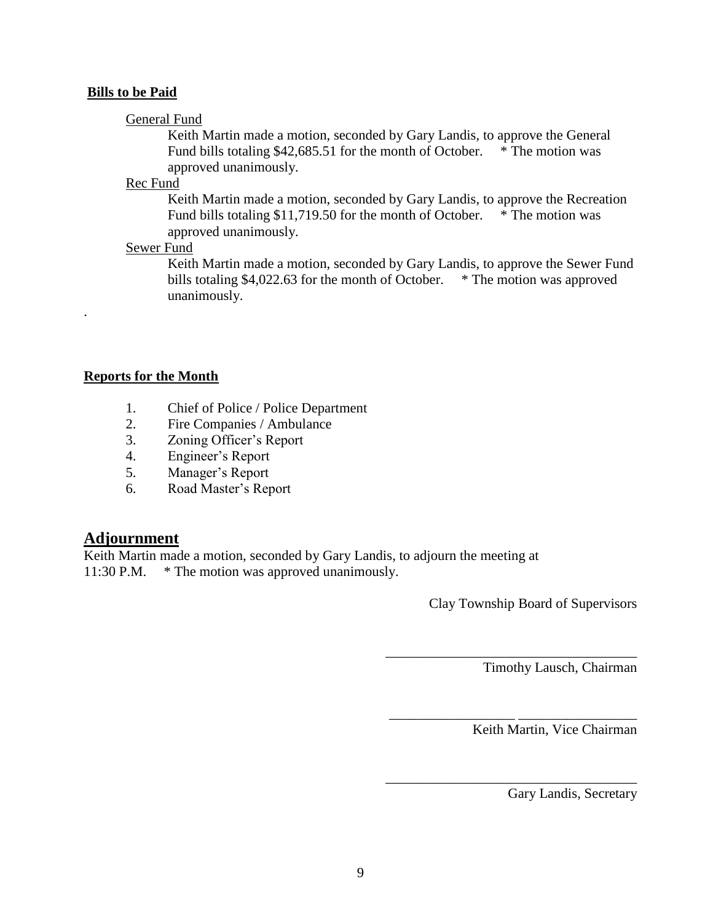**Bills to be Paid**

General Fund

Keith Martin made a motion, seconded by Gary Landis, to approve the General Fund bills totaling $42,685.51 for the month of October. * The motion was approved unanimously.

Rec Fund

Keith Martin made a motion, seconded by Gary Landis, to approve the Recreation Fund bills totaling $11,719.50 for the month of October. * The motion was approved unanimously.

Sewer Fund

Keith Martin made a motion, seconded by Gary Landis, to approve the Sewer Fund bills totaling $4,022.63 for the month of October. * The motion was approved unanimously.

.

**Reports for the Month**

1. Chief of Police / Police Department
2. Fire Companies / Ambulance
3. Zoning Officer's Report
4. Engineer's Report
5. Manager's Report
6. Road Master's Report

## Adjournment

Keith Martin made a motion, seconded by Gary Landis, to adjourn the meeting at 11:30 P.M. * The motion was approved unanimously.

Clay Township Board of Supervisors

\_\_\_\_\_\_\_\_\_\_\_\_\_\_\_\_\_\_\_\_\_\_\_\_\_\_\_\_\_\_\_\_\_\_\_\_
Timothy Lausch, Chairman

\_\_\_\_\_\_\_\_\_\_\_\_\_\_\_\_\_\_\_\_\_\_\_\_\_\_\_\_\_\_\_\_\_\_\_\_
Keith Martin, Vice Chairman

\_\_\_\_\_\_\_\_\_\_\_\_\_\_\_\_\_\_\_\_\_\_\_\_\_\_\_\_\_\_\_\_\_\_\_\_
Gary Landis, Secretary